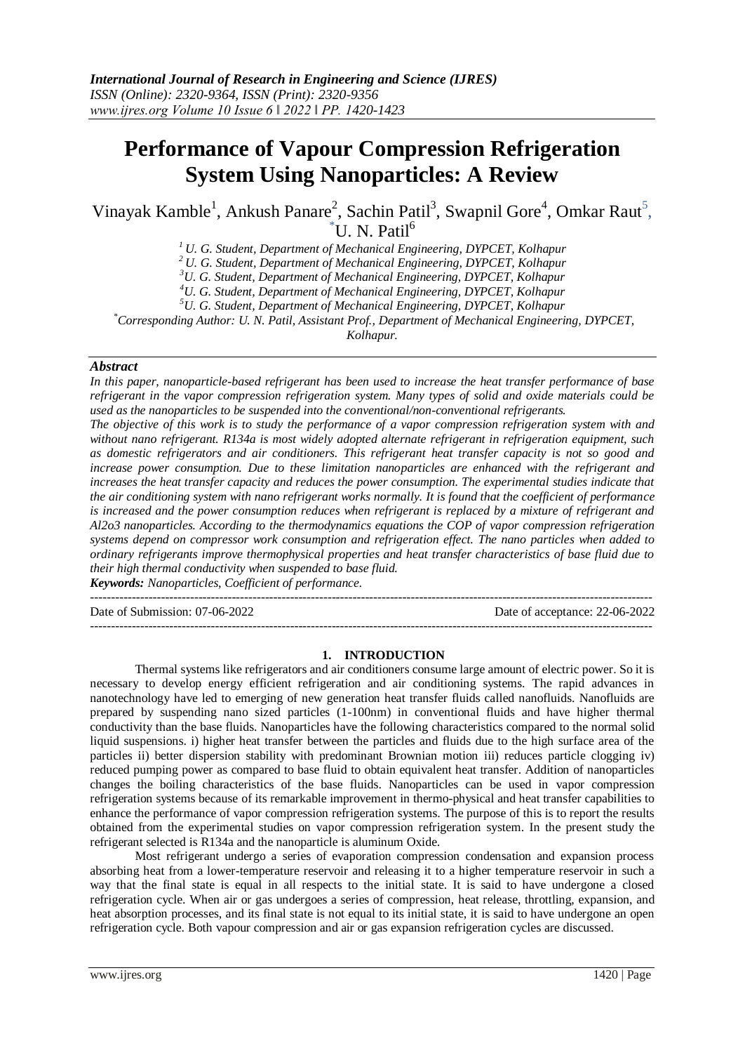# Performance of Vapour Compression Refrigeration System Using Nanoparticles: A Review

Vinayak Kamble[1], Ankush Panare[2], Sachin Patil[3], Swapnil Gore[4], Omkar Raut[5], *U. N. Patil[6]

[1] U. G. Student, Department of Mechanical Engineering, DYPCET, Kolhapur
[2] U. G. Student, Department of Mechanical Engineering, DYPCET, Kolhapur
[3] U. G. Student, Department of Mechanical Engineering, DYPCET, Kolhapur
[4] U. G. Student, Department of Mechanical Engineering, DYPCET, Kolhapur
[5] U. G. Student, Department of Mechanical Engineering, DYPCET, Kolhapur
*Corresponding Author: U. N. Patil, Assistant Prof., Department of Mechanical Engineering, DYPCET, Kolhapur.

### *Abstract*

*In this paper, nanoparticle-based refrigerant has been used to increase the heat transfer performance of base refrigerant in the vapor compression refrigeration system. Many types of solid and oxide materials could be used as the nanoparticles to be suspended into the conventional/non-conventional refrigerants.*

*The objective of this work is to study the performance of a vapor compression refrigeration system with and without nano refrigerant. R134a is most widely adopted alternate refrigerant in refrigeration equipment, such as domestic refrigerators and air conditioners. This refrigerant heat transfer capacity is not so good and increase power consumption. Due to these limitation nanoparticles are enhanced with the refrigerant and increases the heat transfer capacity and reduces the power consumption. The experimental studies indicate that the air conditioning system with nano refrigerant works normally. It is found that the coefficient of performance is increased and the power consumption reduces when refrigerant is replaced by a mixture of refrigerant and Al2o3 nanoparticles. According to the thermodynamics equations the COP of vapor compression refrigeration systems depend on compressor work consumption and refrigeration effect. The nano particles when added to ordinary refrigerants improve thermophysical properties and heat transfer characteristics of base fluid due to their high thermal conductivity when suspended to base fluid.*

***Keywords:*** *Nanoparticles, Coefficient of performance.*

---

Date of Submission: 07-06-2022 | Date of acceptance: 22-06-2022

---

## 1. INTRODUCTION

Thermal systems like refrigerators and air conditioners consume large amount of electric power. So it is necessary to develop energy efficient refrigeration and air conditioning systems. The rapid advances in nanotechnology have led to emerging of new generation heat transfer fluids called nanofluids. Nanofluids are prepared by suspending nano sized particles (1-100nm) in conventional fluids and have higher thermal conductivity than the base fluids. Nanoparticles have the following characteristics compared to the normal solid liquid suspensions. i) higher heat transfer between the particles and fluids due to the high surface area of the particles ii) better dispersion stability with predominant Brownian motion iii) reduces particle clogging iv) reduced pumping power as compared to base fluid to obtain equivalent heat transfer. Addition of nanoparticles changes the boiling characteristics of the base fluids. Nanoparticles can be used in vapor compression refrigeration systems because of its remarkable improvement in thermo-physical and heat transfer capabilities to enhance the performance of vapor compression refrigeration systems. The purpose of this is to report the results obtained from the experimental studies on vapor compression refrigeration system. In the present study the refrigerant selected is R134a and the nanoparticle is aluminum Oxide.

Most refrigerant undergo a series of evaporation compression condensation and expansion process absorbing heat from a lower-temperature reservoir and releasing it to a higher temperature reservoir in such a way that the final state is equal in all respects to the initial state. It is said to have undergone a closed refrigeration cycle. When air or gas undergoes a series of compression, heat release, throttling, expansion, and heat absorption processes, and its final state is not equal to its initial state, it is said to have undergone an open refrigeration cycle. Both vapour compression and air or gas expansion refrigeration cycles are discussed.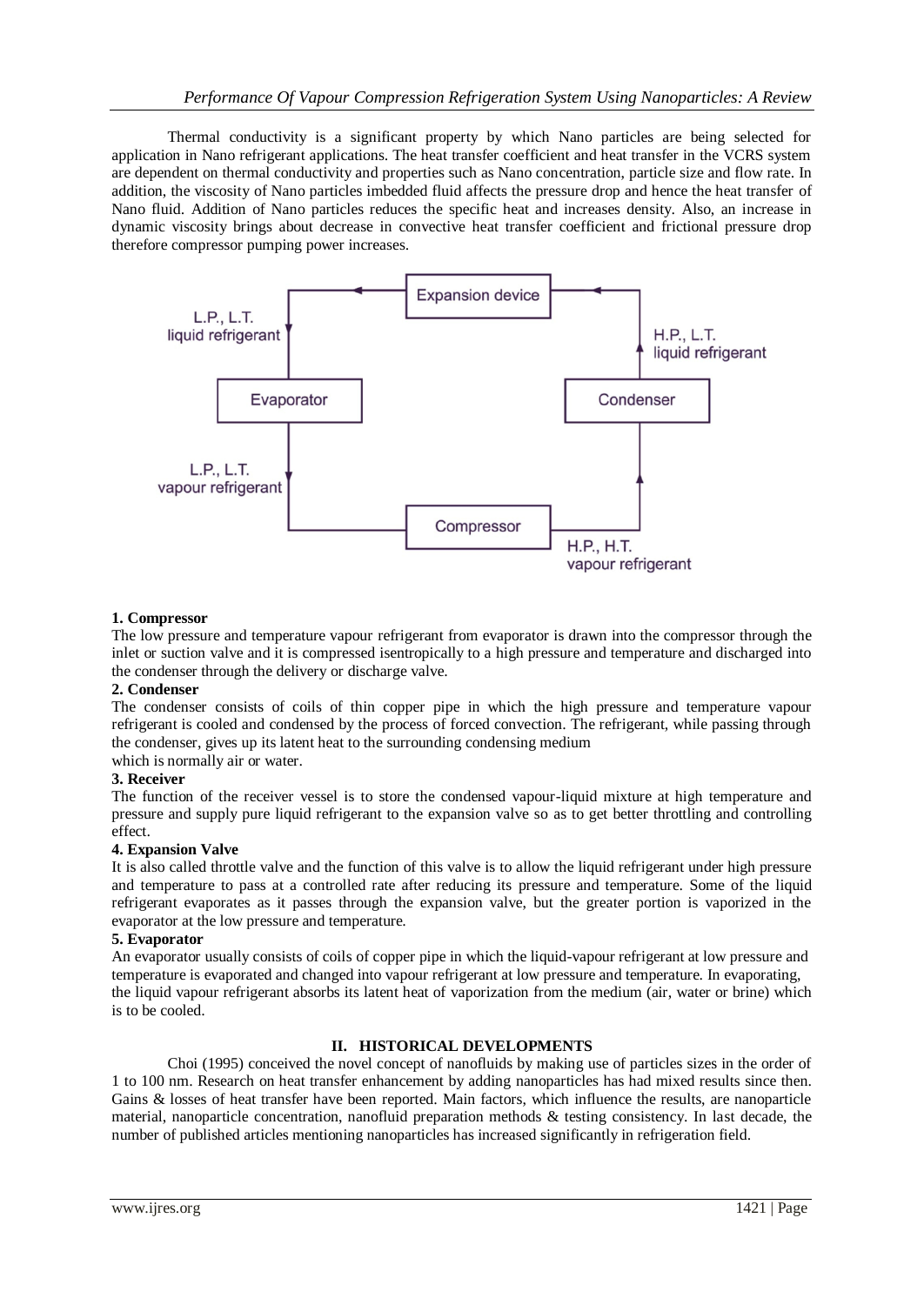Thermal conductivity is a significant property by which Nano particles are being selected for application in Nano refrigerant applications. The heat transfer coefficient and heat transfer in the VCRS system are dependent on thermal conductivity and properties such as Nano concentration, particle size and flow rate. In addition, the viscosity of Nano particles imbedded fluid affects the pressure drop and hence the heat transfer of Nano fluid. Addition of Nano particles reduces the specific heat and increases density. Also, an increase in dynamic viscosity brings about decrease in convective heat transfer coefficient and frictional pressure drop therefore compressor pumping power increases.

**1. Compressor**

The low pressure and temperature vapour refrigerant from evaporator is drawn into the compressor through the inlet or suction valve and it is compressed isentropically to a high pressure and temperature and discharged into the condenser through the delivery or discharge valve.

**2. Condenser**

The condenser consists of coils of thin copper pipe in which the high pressure and temperature vapour refrigerant is cooled and condensed by the process of forced convection. The refrigerant, while passing through the condenser, gives up its latent heat to the surrounding condensing medium which is normally air or water.

**3. Receiver**

The function of the receiver vessel is to store the condensed vapour-liquid mixture at high temperature and pressure and supply pure liquid refrigerant to the expansion valve so as to get better throttling and controlling effect.

**4. Expansion Valve**

It is also called throttle valve and the function of this valve is to allow the liquid refrigerant under high pressure and temperature to pass at a controlled rate after reducing its pressure and temperature. Some of the liquid refrigerant evaporates as it passes through the expansion valve, but the greater portion is vaporized in the evaporator at the low pressure and temperature.

**5. Evaporator**

An evaporator usually consists of coils of copper pipe in which the liquid-vapour refrigerant at low pressure and temperature is evaporated and changed into vapour refrigerant at low pressure and temperature. In evaporating, the liquid vapour refrigerant absorbs its latent heat of vaporization from the medium (air, water or brine) which is to be cooled.

## II. HISTORICAL DEVELOPMENTS

Choi (1995) conceived the novel concept of nanofluids by making use of particles sizes in the order of 1 to 100 nm. Research on heat transfer enhancement by adding nanoparticles has had mixed results since then. Gains & losses of heat transfer have been reported. Main factors, which influence the results, are nanoparticle material, nanoparticle concentration, nanofluid preparation methods & testing consistency. In last decade, the number of published articles mentioning nanoparticles has increased significantly in refrigeration field.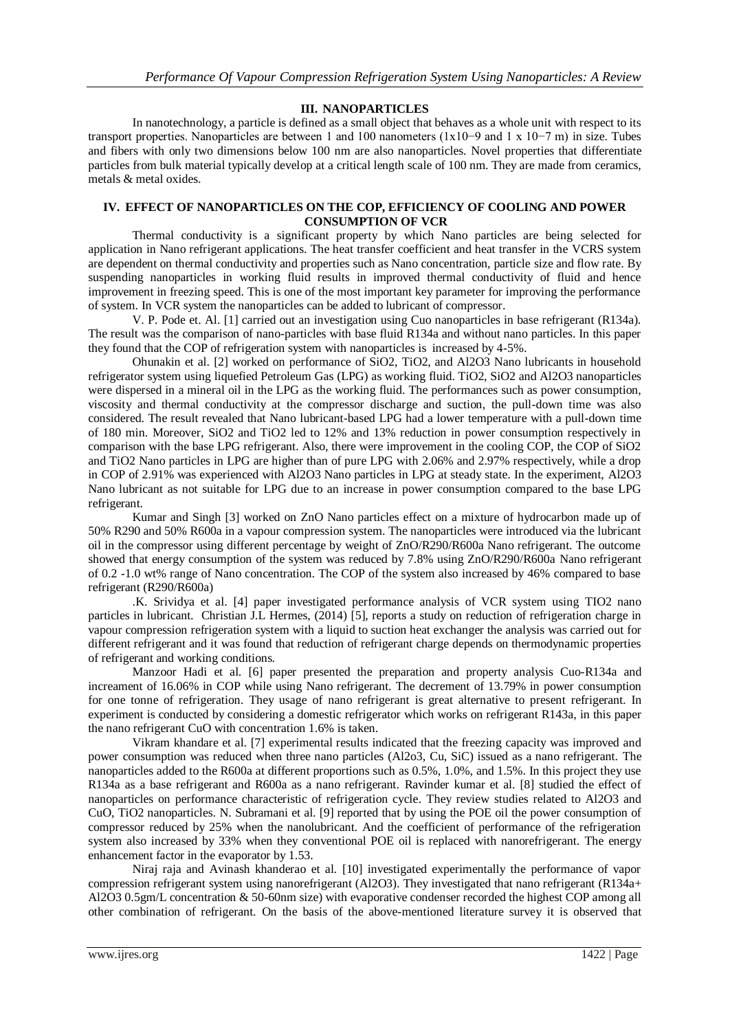## III. NANOPARTICLES

In nanotechnology, a particle is defined as a small object that behaves as a whole unit with respect to its transport properties. Nanoparticles are between 1 and 100 nanometers ($1 \times 10^{-9}$ and $1 \times 10^{-7}$ m) in size. Tubes and fibers with only two dimensions below 100 nm are also nanoparticles. Novel properties that differentiate particles from bulk material typically develop at a critical length scale of 100 nm. They are made from ceramics, metals & metal oxides.

## IV. EFFECT OF NANOPARTICLES ON THE COP, EFFICIENCY OF COOLING AND POWER CONSUMPTION OF VCR

Thermal conductivity is a significant property by which Nano particles are being selected for application in Nano refrigerant applications. The heat transfer coefficient and heat transfer in the VCRS system are dependent on thermal conductivity and properties such as Nano concentration, particle size and flow rate. By suspending nanoparticles in working fluid results in improved thermal conductivity of fluid and hence improvement in freezing speed. This is one of the most important key parameter for improving the performance of system. In VCR system the nanoparticles can be added to lubricant of compressor.

V. P. Pode et. Al. [1] carried out an investigation using Cuo nanoparticles in base refrigerant (R134a). The result was the comparison of nano-particles with base fluid R134a and without nano particles. In this paper they found that the COP of refrigeration system with nanoparticles is increased by 4-5%.

Ohunakin et al. [2] worked on performance of $SiO_2$, $TiO_2$, and $Al_2O_3$ Nano lubricants in household refrigerator system using liquefied Petroleum Gas (LPG) as working fluid. $TiO_2$, $SiO_2$ and $Al_2O_3$ nanoparticles were dispersed in a mineral oil in the LPG as the working fluid. The performances such as power consumption, viscosity and thermal conductivity at the compressor discharge and suction, the pull-down time was also considered. The result revealed that Nano lubricant-based LPG had a lower temperature with a pull-down time of 180 min. Moreover, $SiO_2$ and $TiO_2$ led to 12% and 13% reduction in power consumption respectively in comparison with the base LPG refrigerant. Also, there were improvement in the cooling COP, the COP of $SiO_2$ and $TiO_2$ Nano particles in LPG are higher than of pure LPG with 2.06% and 2.97% respectively, while a drop in COP of 2.91% was experienced with $Al_2O_3$ Nano particles in LPG at steady state. In the experiment, $Al_2O_3$ Nano lubricant as not suitable for LPG due to an increase in power consumption compared to the base LPG refrigerant.

Kumar and Singh [3] worked on ZnO Nano particles effect on a mixture of hydrocarbon made up of 50% R290 and 50% R600a in a vapour compression system. The nanoparticles were introduced via the lubricant oil in the compressor using different percentage by weight of ZnO/R290/R600a Nano refrigerant. The outcome showed that energy consumption of the system was reduced by 7.8% using ZnO/R290/R600a Nano refrigerant of 0.2 -1.0 wt% range of Nano concentration. The COP of the system also increased by 46% compared to base refrigerant (R290/R600a)

.K. Srividya et al. [4] paper investigated performance analysis of VCR system using TIO2 nano particles in lubricant. Christian J.L Hermes, (2014) [5], reports a study on reduction of refrigeration charge in vapour compression refrigeration system with a liquid to suction heat exchanger the analysis was carried out for different refrigerant and it was found that reduction of refrigerant charge depends on thermodynamic properties of refrigerant and working conditions.

Manzoor Hadi et al. [6] paper presented the preparation and property analysis Cuo-R134a and increament of 16.06% in COP while using Nano refrigerant. The decrement of 13.79% in power consumption for one tonne of refrigeration. They usage of nano refrigerant is great alternative to present refrigerant. In experiment is conducted by considering a domestic refrigerator which works on refrigerant R143a, in this paper the nano refrigerant CuO with concentration 1.6% is taken.

Vikram khandare et al. [7] experimental results indicated that the freezing capacity was improved and power consumption was reduced when three nano particles (Al2o3, Cu, SiC) issued as a nano refrigerant. The nanoparticles added to the R600a at different proportions such as 0.5%, 1.0%, and 1.5%. In this project they use R134a as a base refrigerant and R600a as a nano refrigerant. Ravinder kumar et al. [8] studied the effect of nanoparticles on performance characteristic of refrigeration cycle. They review studies related to $Al_2O_3$ and CuO, $TiO_2$ nanoparticles. N. Subramani et al. [9] reported that by using the POE oil the power consumption of compressor reduced by 25% when the nanolubricant. And the coefficient of performance of the refrigeration system also increased by 33% when they conventional POE oil is replaced with nanorefrigerant. The energy enhancement factor in the evaporator by 1.53.

Niraj raja and Avinash khanderao et al. [10] investigated experimentally the performance of vapor compression refrigerant system using nanorefrigerant ($Al_2O_3$). They investigated that nano refrigerant (R134a+ $Al_2O_3$ 0.5gm/L concentration & 50-60nm size) with evaporative condenser recorded the highest COP among all other combination of refrigerant. On the basis of the above-mentioned literature survey it is observed that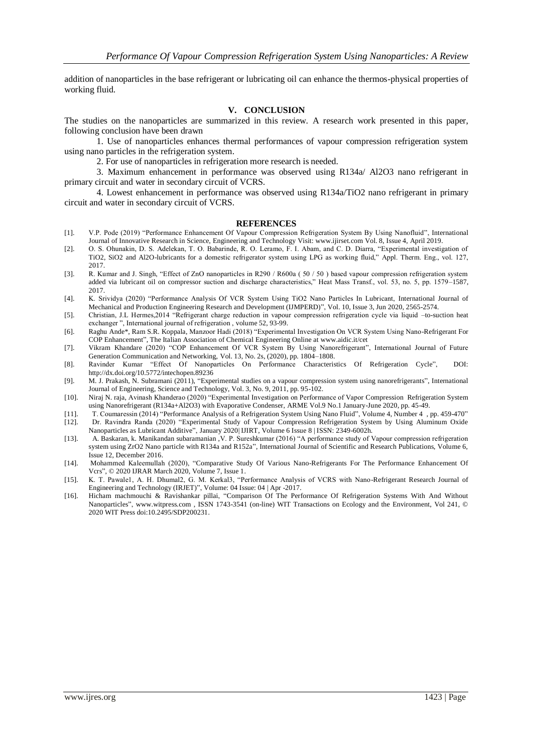addition of nanoparticles in the base refrigerant or lubricating oil can enhance the thermos-physical properties of working fluid.

## V. CONCLUSION

The studies on the nanoparticles are summarized in this review. A research work presented in this paper, following conclusion have been drawn

1. Use of nanoparticles enhances thermal performances of vapour compression refrigeration system using nano particles in the refrigeration system.
2. For use of nanoparticles in refrigeration more research is needed.
3. Maximum enhancement in performance was observed using R134a/ $Al_2O_3$ nano refrigerant in primary circuit and water in secondary circuit of VCRS.
4. Lowest enhancement in performance was observed using R134a/$TiO_2$ nano refrigerant in primary circuit and water in secondary circuit of VCRS.

## REFERENCES

[1]. V.P. Pode (2019) "Performance Enhancement Of Vapour Compression Refrigeration System By Using Nanofluid", International Journal of Innovative Research in Science, Engineering and Technology Visit: www.ijirset.com Vol. 8, Issue 4, April 2019.

[2]. O. S. Ohunakin, D. S. Adelekan, T. O. Babarinde, R. O. Leramo, F. I. Abam, and C. D. Diarra, "Experimental investigation of TiO2, SiO2 and Al2O-lubricants for a domestic refrigerator system using LPG as working fluid," Appl. Therm. Eng., vol. 127, 2017.

[3]. R. Kumar and J. Singh, "Effect of ZnO nanoparticles in R290 / R600a ( 50 / 50 ) based vapour compression refrigeration system added via lubricant oil on compressor suction and discharge characteristics," Heat Mass Transf., vol. 53, no. 5, pp. 1579–1587, 2017.

[4]. K. Srividya (2020) "Performance Analysis Of VCR System Using TiO2 Nano Particles In Lubricant, International Journal of Mechanical and Production Engineering Research and Development (IJMPERD)", Vol. 10, Issue 3, Jun 2020, 2565-2574.

[5]. Christian, J.L Hermes,2014 "Refrigerant charge reduction in vapour compression refrigeration cycle via liquid –to-suction heat exchanger ", International journal of refrigeration , volume 52, 93-99.

[6]. Raghu Ande*, Ram S.R. Koppala, Manzoor Hadi (2018) "Experimental Investigation On VCR System Using Nano-Refrigerant For COP Enhancement", The Italian Association of Chemical Engineering Online at www.aidic.it/cet

[7]. Vikram Khandare (2020) "COP Enhancement Of VCR System By Using Nanorefrigerant", International Journal of Future Generation Communication and Networking, Vol. 13, No. 2s, (2020), pp. 1804–1808.

[8]. Ravinder Kumar "Effect Of Nanoparticles On Performance Characteristics Of Refrigeration Cycle", DOI: http://dx.doi.org/10.5772/intechopen.89236

[9]. M. J. Prakash, N. Subramani (2011), "Experimental studies on a vapour compression system using nanorefrigerants", International Journal of Engineering, Science and Technology, Vol. 3, No. 9, 2011, pp. 95-102.

[10]. Niraj N. raja, Avinash Khanderao (2020) "Experimental Investigation on Performance of Vapor Compression Refrigeration System using Nanorefrigerant (R134a+Al2O3) with Evaporative Condenser, ARME Vol.9 No.1 January-June 2020, pp. 45-49.

[11]. T. Coumaressin (2014) "Performance Analysis of a Refrigeration System Using Nano Fluid", Volume 4, Number 4 , pp. 459-470"

[12]. Dr. Ravindra Randa (2020) "Experimental Study of Vapour Compression Refrigeration System by Using Aluminum Oxide Nanoparticles as Lubricant Additive", January 2020| IJIRT, Volume 6 Issue 8 | ISSN: 2349-6002h.

[13]. A. Baskaran, k. Manikandan subaramanian ,V. P. Sureshkumar (2016) "A performance study of Vapour compression refrigeration system using ZrO2 Nano particle with R134a and R152a", International Journal of Scientific and Research Publications, Volume 6, Issue 12, December 2016.

[14]. Mohammed Kaleemullah (2020), "Comparative Study Of Various Nano-Refrigerants For The Performance Enhancement Of Vcrs", © 2020 IJRAR March 2020, Volume 7, Issue 1.

[15]. K. T. Pawale1, A. H. Dhumal2, G. M. Kerkal3, "Performance Analysis of VCRS with Nano-Refrigerant Research Journal of Engineering and Technology (IRJET)", Volume: 04 Issue: 04 | Apr -2017.

[16]. Hicham machmouchi & Ravishankar pillai, "Comparison Of The Performance Of Refrigeration Systems With And Without Nanoparticles", www.witpress.com , ISSN 1743-3541 (on-line) WIT Transactions on Ecology and the Environment, Vol 241, © 2020 WIT Press doi:10.2495/SDP200231.